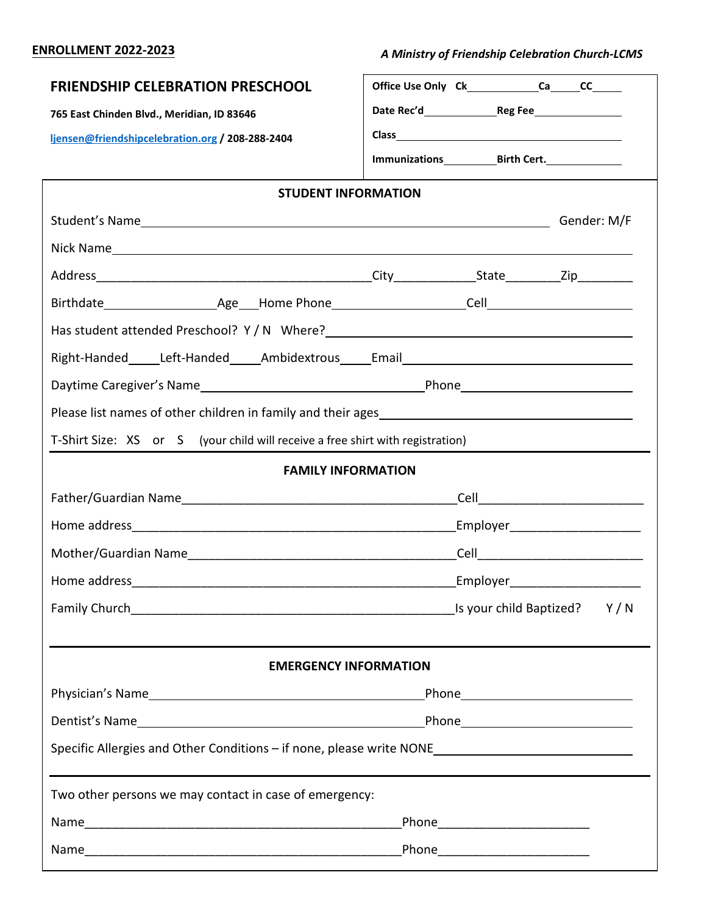**ENROLLMENT 2022-2023**

***A Ministry of Friendship Celebration Church-LCMS***

## FRIENDSHIP CELEBRATION PRESCHOOL

**765 East Chinden Blvd., Meridian, ID 83646**

**ljensen@friendshipcelebration.org / 208-288-2404**

**Office Use Only Ck\_\_\_\_\_\_\_\_\_\_\_\_ Ca\_\_\_\_\_ CC\_\_\_\_\_**

**Date Rec'd\_\_\_\_\_\_\_\_\_\_\_\_ Reg Fee\_\_\_\_\_\_\_\_\_\_\_\_\_\_\_**

**Class\_\_\_\_\_\_\_\_\_\_\_\_\_\_\_\_\_\_\_\_\_\_\_\_\_\_\_\_\_\_\_\_\_\_\_\_\_\_\_\_**

**Immunizations\_\_\_\_\_\_\_\_\_ Birth Cert.\_\_\_\_\_\_\_\_\_\_\_\_\_**

### STUDENT INFORMATION

Student's Name\_\_\_\_\_\_\_\_\_\_\_\_\_\_\_\_\_\_\_\_\_\_\_\_\_\_\_\_\_\_\_\_\_\_\_\_\_\_\_\_\_\_\_\_\_\_\_\_\_\_\_\_\_\_\_\_ Gender: M/F

Nick Name\_\_\_\_\_\_\_\_\_\_\_\_\_\_\_\_\_\_\_\_\_\_\_\_\_\_\_\_\_\_\_\_\_\_\_\_\_\_\_\_\_\_\_\_\_\_\_\_\_\_\_\_\_\_\_\_\_\_\_\_\_\_\_\_\_\_\_\_

Address\_\_\_\_\_\_\_\_\_\_\_\_\_\_\_\_\_\_\_\_\_\_\_\_\_\_\_\_\_\_\_\_\_\_\_\_\_\_\_\_City\_\_\_\_\_\_\_\_\_\_\_\_State\_\_\_\_\_\_\_\_Zip\_\_\_\_\_\_\_\_

Birthdate\_\_\_\_\_\_\_\_\_\_\_\_\_\_\_\_\_Age\_\_\_Home Phone\_\_\_\_\_\_\_\_\_\_\_\_\_\_\_\_\_\_\_\_Cell\_\_\_\_\_\_\_\_\_\_\_\_\_\_\_\_\_\_\_\_\_\_

Has student attended Preschool? Y / N Where?\_\_\_\_\_\_\_\_\_\_\_\_\_\_\_\_\_\_\_\_\_\_\_\_\_\_\_\_\_\_\_\_\_\_\_\_\_\_\_\_\_\_\_

Right-Handed\_\_\_\_\_Left-Handed\_\_\_\_\_Ambidextrous\_\_\_\_\_Email\_\_\_\_\_\_\_\_\_\_\_\_\_\_\_\_\_\_\_\_\_\_\_\_\_\_\_\_\_\_\_\_\_\_\_\_\_

Daytime Caregiver's Name\_\_\_\_\_\_\_\_\_\_\_\_\_\_\_\_\_\_\_\_\_\_\_\_\_\_\_\_\_\_\_\_\_\_\_Phone\_\_\_\_\_\_\_\_\_\_\_\_\_\_\_\_\_\_\_\_\_\_\_\_\_\_

Please list names of other children in family and their ages\_\_\_\_\_\_\_\_\_\_\_\_\_\_\_\_\_\_\_\_\_\_\_\_\_\_\_\_\_\_\_\_\_\_\_\_\_\_

T-Shirt Size: XS or S (your child will receive a free shirt with registration)

### FAMILY INFORMATION

Father/Guardian Name\_\_\_\_\_\_\_\_\_\_\_\_\_\_\_\_\_\_\_\_\_\_\_\_\_\_\_\_\_\_\_\_\_\_\_\_\_\_\_\_Cell\_\_\_\_\_\_\_\_\_\_\_\_\_\_\_\_\_\_\_\_\_\_\_\_

Home address\_\_\_\_\_\_\_\_\_\_\_\_\_\_\_\_\_\_\_\_\_\_\_\_\_\_\_\_\_\_\_\_\_\_\_\_\_\_\_\_\_\_\_\_\_\_\_\_Employer\_\_\_\_\_\_\_\_\_\_\_\_\_\_\_\_\_\_\_

Mother/Guardian Name\_\_\_\_\_\_\_\_\_\_\_\_\_\_\_\_\_\_\_\_\_\_\_\_\_\_\_\_\_\_\_\_\_\_\_\_\_\_\_Cell\_\_\_\_\_\_\_\_\_\_\_\_\_\_\_\_\_\_\_\_\_\_\_\_

Home address\_\_\_\_\_\_\_\_\_\_\_\_\_\_\_\_\_\_\_\_\_\_\_\_\_\_\_\_\_\_\_\_\_\_\_\_\_\_\_\_\_\_\_\_\_\_\_\_Employer\_\_\_\_\_\_\_\_\_\_\_\_\_\_\_\_\_\_\_

Family Church\_\_\_\_\_\_\_\_\_\_\_\_\_\_\_\_\_\_\_\_\_\_\_\_\_\_\_\_\_\_\_\_\_\_\_\_\_\_\_\_\_\_\_\_\_\_\_\_Is your child Baptized? Y / N

### EMERGENCY INFORMATION

Physician's Name\_\_\_\_\_\_\_\_\_\_\_\_\_\_\_\_\_\_\_\_\_\_\_\_\_\_\_\_\_\_\_\_\_\_\_\_\_\_\_\_\_\_Phone\_\_\_\_\_\_\_\_\_\_\_\_\_\_\_\_\_\_\_\_\_\_\_\_\_\_

Dentist's Name\_\_\_\_\_\_\_\_\_\_\_\_\_\_\_\_\_\_\_\_\_\_\_\_\_\_\_\_\_\_\_\_\_\_\_\_\_\_\_\_\_\_\_\_Phone\_\_\_\_\_\_\_\_\_\_\_\_\_\_\_\_\_\_\_\_\_\_\_\_\_\_

Specific Allergies and Other Conditions – if none, please write NONE\_\_\_\_\_\_\_\_\_\_\_\_\_\_\_\_\_\_\_\_\_\_\_\_\_\_\_\_\_\_

Two other persons we may contact in case of emergency:

Name\_\_\_\_\_\_\_\_\_\_\_\_\_\_\_\_\_\_\_\_\_\_\_\_\_\_\_\_\_\_\_\_\_\_\_\_\_\_\_\_\_\_\_\_\_\_\_Phone\_\_\_\_\_\_\_\_\_\_\_\_\_\_\_\_\_\_\_\_\_\_

Name\_\_\_\_\_\_\_\_\_\_\_\_\_\_\_\_\_\_\_\_\_\_\_\_\_\_\_\_\_\_\_\_\_\_\_\_\_\_\_\_\_\_\_\_\_\_\_Phone\_\_\_\_\_\_\_\_\_\_\_\_\_\_\_\_\_\_\_\_\_\_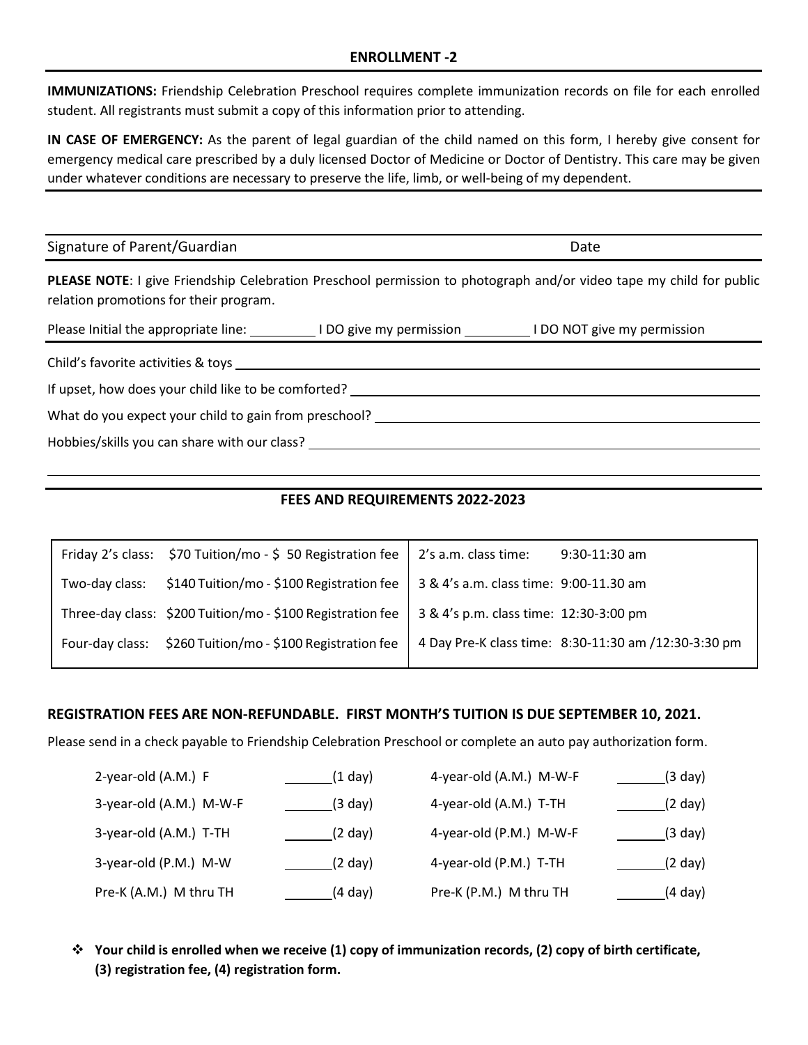## ENROLLMENT -2

**IMMUNIZATIONS:** Friendship Celebration Preschool requires complete immunization records on file for each enrolled student. All registrants must submit a copy of this information prior to attending.

**IN CASE OF EMERGENCY:** As the parent of legal guardian of the child named on this form, I hereby give consent for emergency medical care prescribed by a duly licensed Doctor of Medicine or Doctor of Dentistry. This care may be given under whatever conditions are necessary to preserve the life, limb, or well-being of my dependent.

Signature of Parent/Guardian ______________________ Date ______________________

**PLEASE NOTE**: I give Friendship Celebration Preschool permission to photograph and/or video tape my child for public relation promotions for their program.

Please Initial the appropriate line: _________ I DO give my permission _________ I DO NOT give my permission

Child's favorite activities & toys ______________________

If upset, how does your child like to be comforted? ______________________

What do you expect your child to gain from preschool? ______________________

Hobbies/skills you can share with our class? ______________________

## FEES AND REQUIREMENTS 2022-2023

| | | | |
|---|---|---|---|
| Friday 2's class: | $70 Tuition/mo - $ 50 Registration fee | 2's a.m. class time: | 9:30-11:30 am |
| Two-day class: | $140 Tuition/mo - $100 Registration fee | 3 & 4's a.m. class time: | 9:00-11.30 am |
| Three-day class: | $200 Tuition/mo - $100 Registration fee | 3 & 4's p.m. class time: | 12:30-3:00 pm |
| Four-day class: | $260 Tuition/mo - $100 Registration fee | 4 Day Pre-K class time: | 8:30-11:30 am /12:30-3:30 pm |

**REGISTRATION FEES ARE NON-REFUNDABLE. FIRST MONTH'S TUITION IS DUE SEPTEMBER 10, 2021.**

Please send in a check payable to Friendship Celebration Preschool or complete an auto pay authorization form.

| | | | |
|---|---|---|---|
| 2-year-old (A.M.) F | _______(1 day) | 4-year-old (A.M.) M-W-F | _______(3 day) |
| 3-year-old (A.M.) M-W-F | _______(3 day) | 4-year-old (A.M.) T-TH | _______(2 day) |
| 3-year-old (A.M.) T-TH | _______(2 day) | 4-year-old (P.M.) M-W-F | _______(3 day) |
| 3-year-old (P.M.) M-W | _______(2 day) | 4-year-old (P.M.) T-TH | _______(2 day) |
| Pre-K (A.M.) M thru TH | _______(4 day) | Pre-K (P.M.) M thru TH | _______(4 day) |

- **Your child is enrolled when we receive (1) copy of immunization records, (2) copy of birth certificate, (3) registration fee, (4) registration form.**